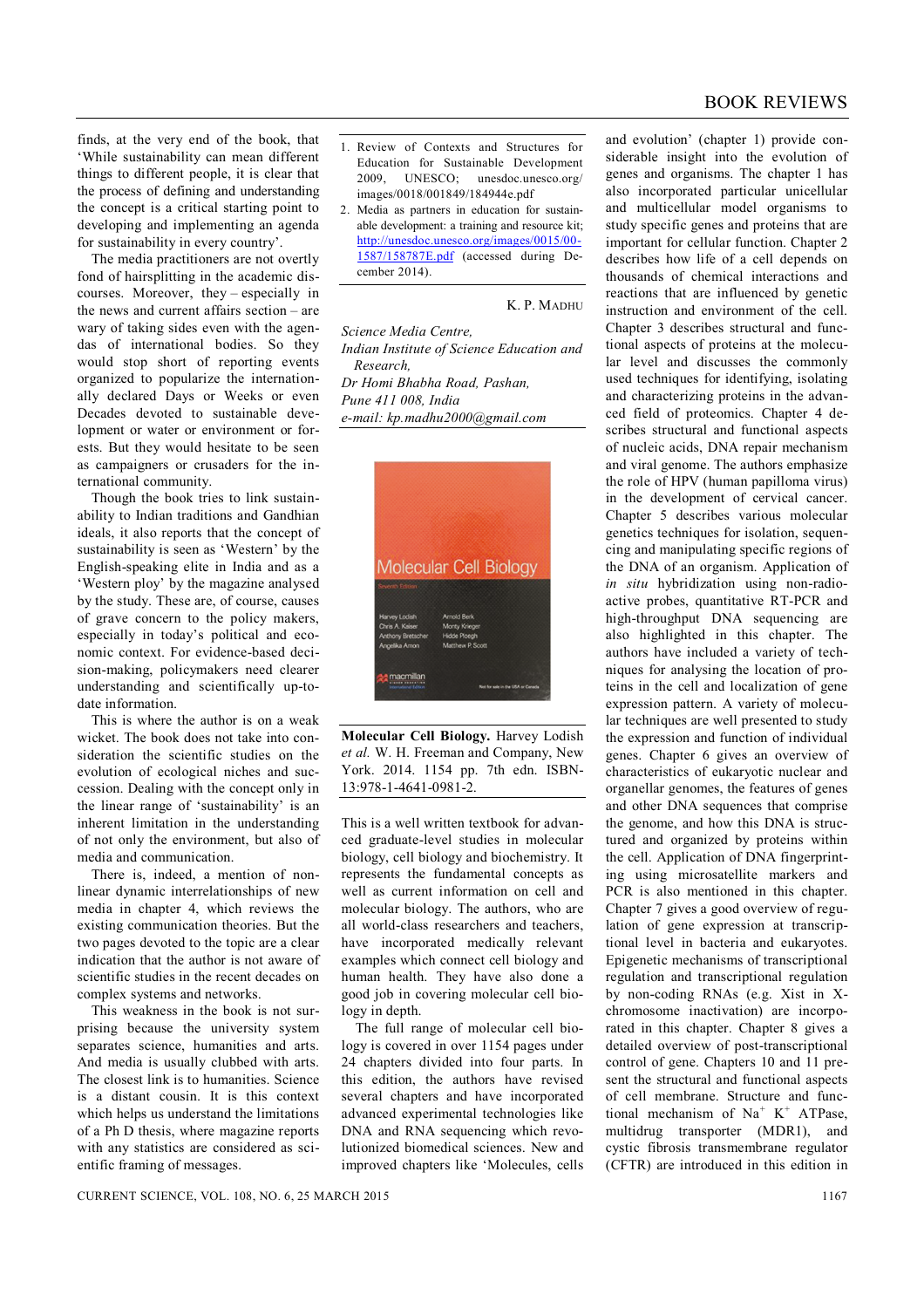finds, at the very end of the book, that 'While sustainability can mean different things to different people, it is clear that the process of defining and understanding the concept is a critical starting point to developing and implementing an agenda for sustainability in every country'.

The media practitioners are not overtly fond of hairsplitting in the academic discourses. Moreover, they – especially in the news and current affairs section – are wary of taking sides even with the agendas of international bodies. So they would stop short of reporting events organized to popularize the internationally declared Days or Weeks or even Decades devoted to sustainable development or water or environment or forests. But they would hesitate to be seen as campaigners or crusaders for the international community.

Though the book tries to link sustainability to Indian traditions and Gandhian ideals, it also reports that the concept of sustainability is seen as 'Western' by the English-speaking elite in India and as a 'Western ploy' by the magazine analysed by the study. These are, of course, causes of grave concern to the policy makers, especially in today's political and economic context. For evidence-based decision-making, policymakers need clearer understanding and scientifically up-to-date information.

This is where the author is on a weak wicket. The book does not take into consideration the scientific studies on the evolution of ecological niches and succession. Dealing with the concept only in the linear range of 'sustainability' is an inherent limitation in the understanding of not only the environment, but also of media and communication.

There is, indeed, a mention of non-linear dynamic interrelationships of new media in chapter 4, which reviews the existing communication theories. But the two pages devoted to the topic are a clear indication that the author is not aware of scientific studies in the recent decades on complex systems and networks.

This weakness in the book is not surprising because the university system separates science, humanities and arts. And media is usually clubbed with arts. The closest link is to humanities. Science is a distant cousin. It is this context which helps us understand the limitations of a Ph D thesis, where magazine reports with any statistics are considered as scientific framing of messages.

1. Review of Contexts and Structures for Education for Sustainable Development 2009, UNESCO; unesdoc.unesco.org/images/0018/001849/184944e.pdf
2. Media as partners in education for sustainable development: a training and resource kit; http://unesdoc.unesco.org/images/0015/001587/158787E.pdf (accessed during December 2014).

K. P. MADHU

*Science Media Centre,*
*Indian Institute of Science Education and Research,*
*Dr Homi Bhabha Road, Pashan,*
*Pune 411 008, India*
*e-mail: kp.madhu2000@gmail.com*

**Molecular Cell Biology.** Harvey Lodish *et al.* W. H. Freeman and Company, New York. 2014. 1154 pp. 7th edn. ISBN-13:978-1-4641-0981-2.

This is a well written textbook for advanced graduate-level studies in molecular biology, cell biology and biochemistry. It represents the fundamental concepts as well as current information on cell and molecular biology. The authors, who are all world-class researchers and teachers, have incorporated medically relevant examples which connect cell biology and human health. They have also done a good job in covering molecular cell biology in depth.

The full range of molecular cell biology is covered in over 1154 pages under 24 chapters divided into four parts. In this edition, the authors have revised several chapters and have incorporated advanced experimental technologies like DNA and RNA sequencing which revolutionized biomedical sciences. New and improved chapters like 'Molecules, cells and evolution' (chapter 1) provide considerable insight into the evolution of genes and organisms. The chapter 1 has also incorporated particular unicellular and multicellular model organisms to study specific genes and proteins that are important for cellular function. Chapter 2 describes how life of a cell depends on thousands of chemical interactions and reactions that are influenced by genetic instruction and environment of the cell. Chapter 3 describes structural and functional aspects of proteins at the molecular level and discusses the commonly used techniques for identifying, isolating and characterizing proteins in the advanced field of proteomics. Chapter 4 describes structural and functional aspects of nucleic acids, DNA repair mechanism and viral genome. The authors emphasize the role of HPV (human papilloma virus) in the development of cervical cancer. Chapter 5 describes various molecular genetics techniques for isolation, sequencing and manipulating specific regions of the DNA of an organism. Application of *in situ* hybridization using non-radioactive probes, quantitative RT-PCR and high-throughput DNA sequencing are also highlighted in this chapter. The authors have included a variety of techniques for analysing the location of proteins in the cell and localization of gene expression pattern. A variety of molecular techniques are well presented to study the expression and function of individual genes. Chapter 6 gives an overview of characteristics of eukaryotic nuclear and organellar genomes, the features of genes and other DNA sequences that comprise the genome, and how this DNA is structured and organized by proteins within the cell. Application of DNA fingerprinting using microsatellite markers and PCR is also mentioned in this chapter. Chapter 7 gives a good overview of regulation of gene expression at transcriptional level in bacteria and eukaryotes. Epigenetic mechanisms of transcriptional regulation and transcriptional regulation by non-coding RNAs (e.g. Xist in X-chromosome inactivation) are incorporated in this chapter. Chapter 8 gives a detailed overview of post-transcriptional control of gene. Chapters 10 and 11 present the structural and functional aspects of cell membrane. Structure and functional mechanism of $Na^{+}$ $K^{+}$ ATPase, multidrug transporter (MDR1), and cystic fibrosis transmembrane regulator (CFTR) are introduced in this edition in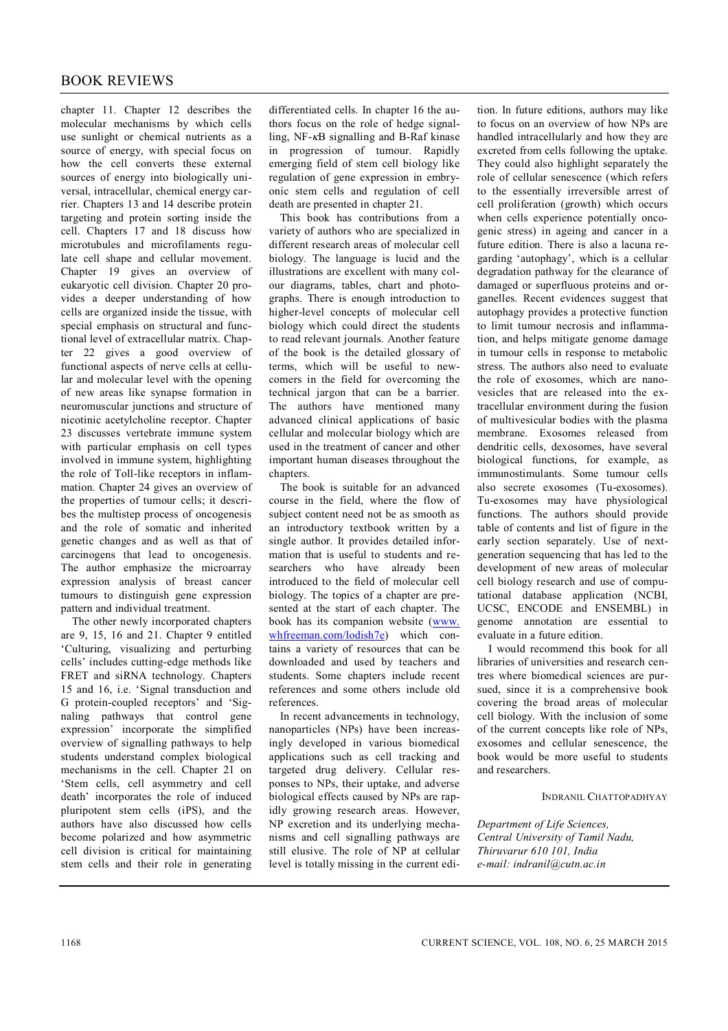chapter 11. Chapter 12 describes the molecular mechanisms by which cells use sunlight or chemical nutrients as a source of energy, with special focus on how the cell converts these external sources of energy into biologically universal, intracellular, chemical energy carrier. Chapters 13 and 14 describe protein targeting and protein sorting inside the cell. Chapters 17 and 18 discuss how microtubules and microfilaments regulate cell shape and cellular movement. Chapter 19 gives an overview of eukaryotic cell division. Chapter 20 provides a deeper understanding of how cells are organized inside the tissue, with special emphasis on structural and functional level of extracellular matrix. Chapter 22 gives a good overview of functional aspects of nerve cells at cellular and molecular level with the opening of new areas like synapse formation in neuromuscular junctions and structure of nicotinic acetylcholine receptor. Chapter 23 discusses vertebrate immune system with particular emphasis on cell types involved in immune system, highlighting the role of Toll-like receptors in inflammation. Chapter 24 gives an overview of the properties of tumour cells; it describes the multistep process of oncogenesis and the role of somatic and inherited genetic changes and as well as that of carcinogens that lead to oncogenesis. The author emphasize the microarray expression analysis of breast cancer tumours to distinguish gene expression pattern and individual treatment.

The other newly incorporated chapters are 9, 15, 16 and 21. Chapter 9 entitled 'Culturing, visualizing and perturbing cells' includes cutting-edge methods like FRET and siRNA technology. Chapters 15 and 16, i.e. 'Signal transduction and G protein-coupled receptors' and 'Signaling pathways that control gene expression' incorporate the simplified overview of signalling pathways to help students understand complex biological mechanisms in the cell. Chapter 21 on 'Stem cells, cell asymmetry and cell death' incorporates the role of induced pluripotent stem cells (iPS), and the authors have also discussed how cells become polarized and how asymmetric cell division is critical for maintaining stem cells and their role in generating differentiated cells. In chapter 16 the authors focus on the role of hedge signalling, NF-$\kappa$B signalling and B-Raf kinase in progression of tumour. Rapidly emerging field of stem cell biology like regulation of gene expression in embryonic stem cells and regulation of cell death are presented in chapter 21.

This book has contributions from a variety of authors who are specialized in different research areas of molecular cell biology. The language is lucid and the illustrations are excellent with many colour diagrams, tables, chart and photographs. There is enough introduction to higher-level concepts of molecular cell biology which could direct the students to read relevant journals. Another feature of the book is the detailed glossary of terms, which will be useful to newcomers in the field for overcoming the technical jargon that can be a barrier. The authors have mentioned many advanced clinical applications of basic cellular and molecular biology which are used in the treatment of cancer and other important human diseases throughout the chapters.

The book is suitable for an advanced course in the field, where the flow of subject content need not be as smooth as an introductory textbook written by a single author. It provides detailed information that is useful to students and researchers who have already been introduced to the field of molecular cell biology. The topics of a chapter are presented at the start of each chapter. The book has its companion website (www.whfreeman.com/lodish7e) which contains a variety of resources that can be downloaded and used by teachers and students. Some chapters include recent references and some others include old references.

In recent advancements in technology, nanoparticles (NPs) have been increasingly developed in various biomedical applications such as cell tracking and targeted drug delivery. Cellular responses to NPs, their uptake, and adverse biological effects caused by NPs are rapidly growing research areas. However, NP excretion and its underlying mechanisms and cell signalling pathways are still elusive. The role of NP at cellular level is totally missing in the current edition. In future editions, authors may like to focus on an overview of how NPs are handled intracellularly and how they are excreted from cells following the uptake. They could also highlight separately the role of cellular senescence (which refers to the essentially irreversible arrest of cell proliferation (growth) which occurs when cells experience potentially oncogenic stress) in ageing and cancer in a future edition. There is also a lacuna regarding 'autophagy', which is a cellular degradation pathway for the clearance of damaged or superfluous proteins and organelles. Recent evidences suggest that autophagy provides a protective function to limit tumour necrosis and inflammation, and helps mitigate genome damage in tumour cells in response to metabolic stress. The authors also need to evaluate the role of exosomes, which are nanovesicles that are released into the extracellular environment during the fusion of multivesicular bodies with the plasma membrane. Exosomes released from dendritic cells, dexosomes, have several biological functions, for example, as immunostimulants. Some tumour cells also secrete exosomes (Tu-exosomes). Tu-exosomes may have physiological functions. The authors should provide table of contents and list of figure in the early section separately. Use of next-generation sequencing that has led to the development of new areas of molecular cell biology research and use of computational database application (NCBI, UCSC, ENCODE and ENSEMBL) in genome annotation are essential to evaluate in a future edition.

I would recommend this book for all libraries of universities and research centres where biomedical sciences are pursued, since it is a comprehensive book covering the broad areas of molecular cell biology. With the inclusion of some of the current concepts like role of NPs, exosomes and cellular senescence, the book would be more useful to students and researchers.

INDRANIL CHATTOPADHYAY

*Department of Life Sciences,*
*Central University of Tamil Nadu,*
*Thiruvarur 610 101, India*
*e-mail: indranil@cutn.ac.in*